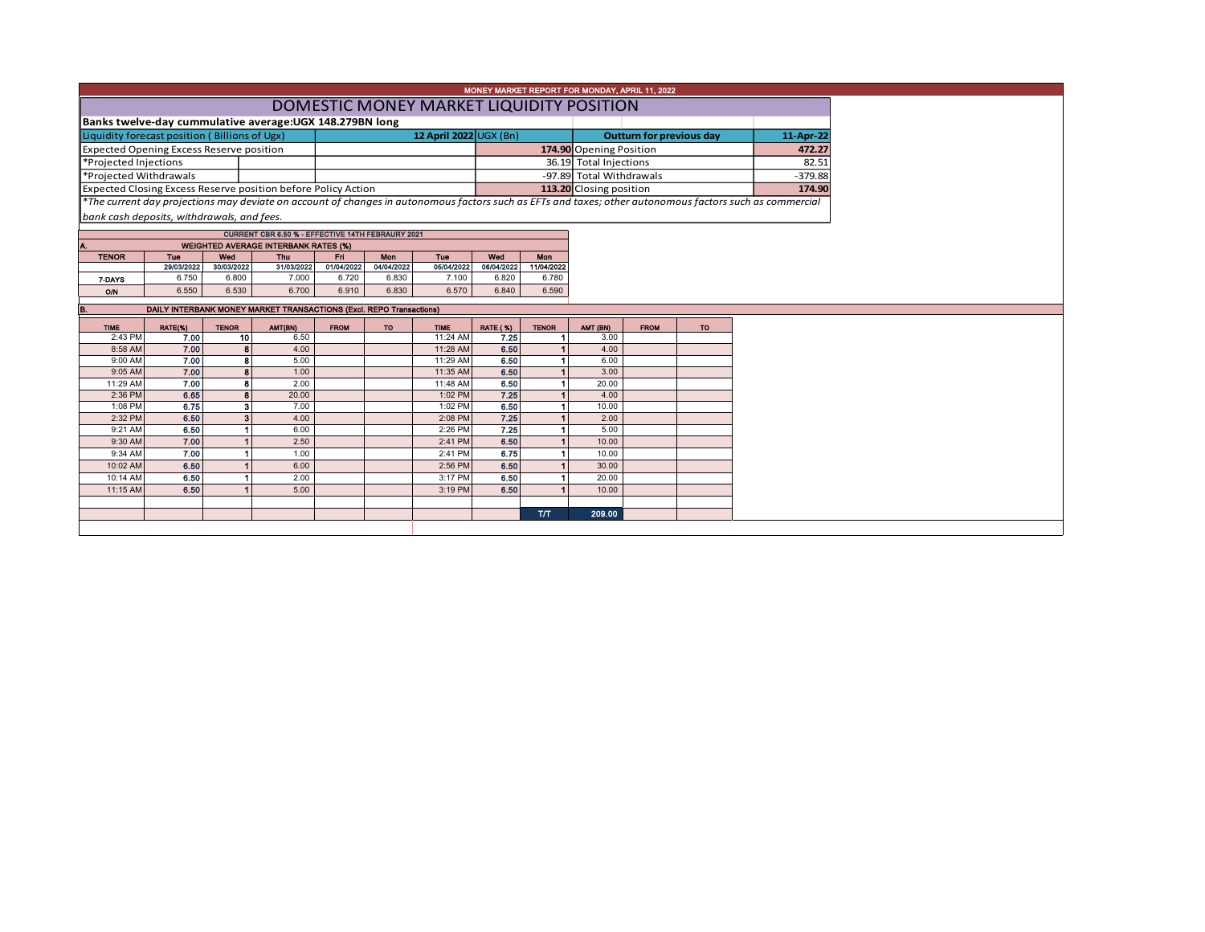MONEY MARKET REPORT FOR MONDAY, APRIL 11, 2022

# DOMESTIC MONEY MARKET LIQUIDITY POSITION

**Banks twelve-day cummulative average:UGX 148.279BN long**

| Liquidity forecast position ( Billions of Ugx) | 12 April 2022 UGX (Bn) | Outturn for previous day | 11-Apr-22 |
|---|---|---|---|
| Expected Opening Excess Reserve position | **174.90** | Opening Position | 472.27 |
| *Projected Injections | 36.19 | Total Injections | 82.51 |
| *Projected Withdrawals | -97.89 | Total Withdrawals | -379.88 |
| Expected Closing Excess Reserve position before Policy Action | **113.20** | Closing position | **174.90** |

*\*The current day projections may deviate on account of changes in autonomous factors such as EFTs and taxes; other autonomous factors such as commercial bank cash deposits, withdrawals, and fees.*

CURRENT CBR 6.50 % - EFFECTIVE 14TH FEBRAURY 2021

**A. WEIGHTED AVERAGE INTERBANK RATES (%)**

| TENOR | Tue 29/03/2022 | Wed 30/03/2022 | Thu 31/03/2022 | Fri 01/04/2022 | Mon 04/04/2022 | Tue 05/04/2022 | Wed 06/04/2022 | Mon 11/04/2022 |
|---|---|---|---|---|---|---|---|---|
| 7-DAYS | 6.750 | 6.800 | 7.000 | 6.720 | 6.830 | 7.100 | 6.820 | 6.780 |
| O/N | 6.550 | 6.530 | 6.700 | 6.910 | 6.830 | 6.570 | 6.840 | 6.590 |

**B. DAILY INTERBANK MONEY MARKET TRANSACTIONS (Excl. REPO Transactions)**

| TIME | RATE(%) | TENOR | AMT(BN) | FROM | TO | TIME | RATE ( %) | TENOR | AMT (BN) | FROM | TO |
|---|---|---|---|---|---|---|---|---|---|---|---|
| 2:43 PM | 7.00 | 10 | 6.50 | | | 11:24 AM | 7.25 | 1 | 3.00 | | |
| 8:58 AM | 7.00 | 8 | 4.00 | | | 11:28 AM | 6.50 | 1 | 4.00 | | |
| 9:00 AM | 7.00 | 8 | 5.00 | | | 11:29 AM | 6.50 | 1 | 6.00 | | |
| 9:05 AM | 7.00 | 8 | 1.00 | | | 11:35 AM | 6.50 | 1 | 3.00 | | |
| 11:29 AM | 7.00 | 8 | 2.00 | | | 11:48 AM | 6.50 | 1 | 20.00 | | |
| 2:36 PM | 6.65 | 8 | 20.00 | | | 1:02 PM | 7.25 | 1 | 4.00 | | |
| 1:08 PM | 6.75 | 3 | 7.00 | | | 1:02 PM | 6.50 | 1 | 10.00 | | |
| 2:32 PM | 6.50 | 3 | 4.00 | | | 2:08 PM | 7.25 | 1 | 2.00 | | |
| 9:21 AM | 6.50 | 1 | 6.00 | | | 2:26 PM | 7.25 | 1 | 5.00 | | |
| 9:30 AM | 7.00 | 1 | 2.50 | | | 2:41 PM | 6.50 | 1 | 10.00 | | |
| 9:34 AM | 7.00 | 1 | 1.00 | | | 2:41 PM | 6.75 | 1 | 10.00 | | |
| 10:02 AM | 6.50 | 1 | 6.00 | | | 2:56 PM | 6.50 | 1 | 30.00 | | |
| 10:14 AM | 6.50 | 1 | 2.00 | | | 3:17 PM | 6.50 | 1 | 20.00 | | |
| 11:15 AM | 6.50 | 1 | 5.00 | | | 3:19 PM | 6.50 | 1 | 10.00 | | |
| | | | | | | | | T/T | 209.00 | | |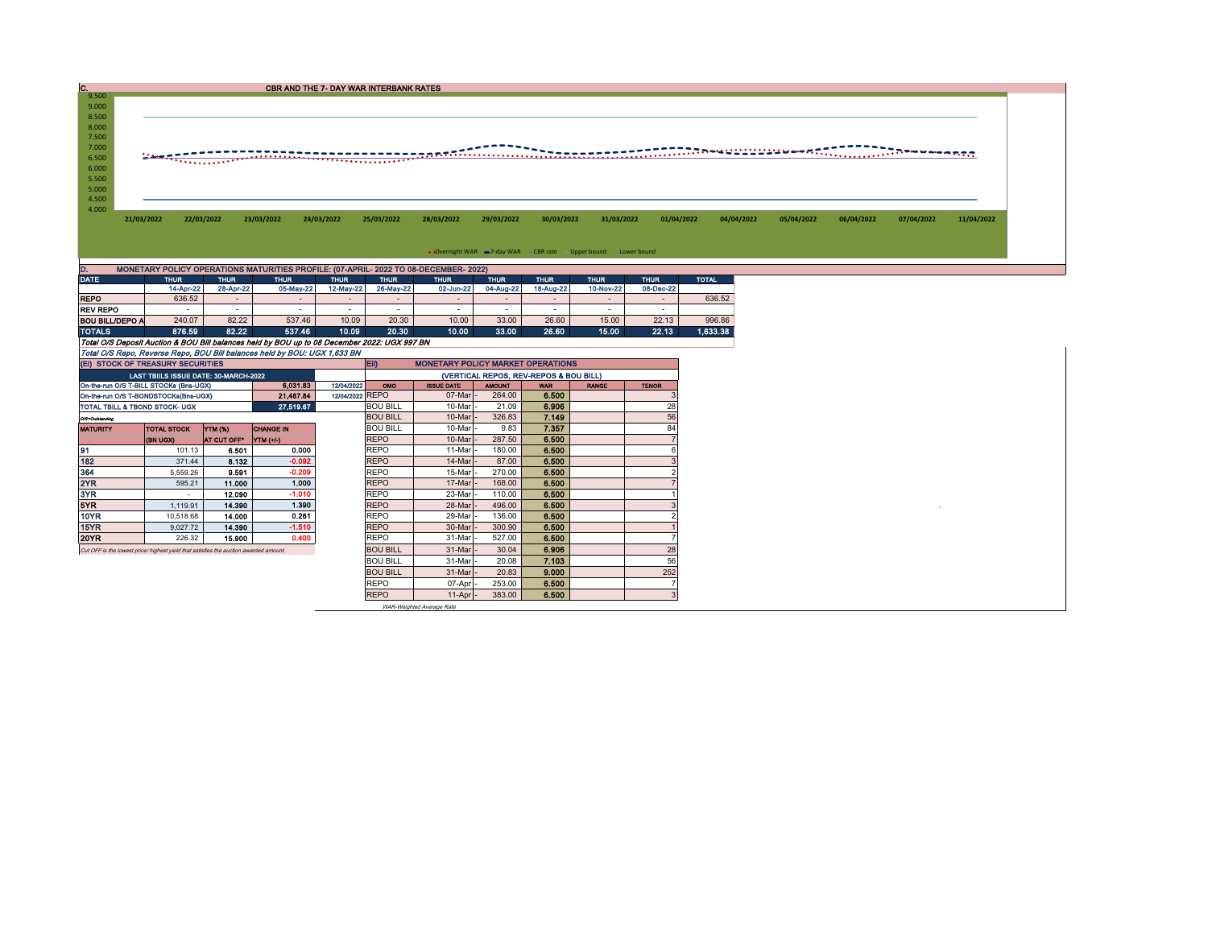## C. CBR AND THE 7- DAY WAR INTERBANK RATES

9.500
9.000
8.500
8.000
7.500
7.000
6.500
6.000
5.500
5.000
4.500
4.000

21/03/2022 22/03/2022 23/03/2022 24/03/2022 25/03/2022 28/03/2022 29/03/2022 30/03/2022 31/03/2022 01/04/2022 04/04/2022 05/04/2022 06/04/2022 07/04/2022 11/04/2022

Overnight WAR 7-day WAR CBR rate Upper bound Lower bound

## D. MONETARY POLICY OPERATIONS MATURITIES PROFILE: (07-APRIL- 2022 TO 08-DECEMBER- 2022)

| DATE | THUR | THUR | THUR | THUR | THUR | THUR | THUR | THUR | THUR | THUR | TOTAL |
|---|---|---|---|---|---|---|---|---|---|---|---|
| | 14-Apr-22 | 28-Apr-22 | 05-May-22 | 12-May-22 | 26-May-22 | 02-Jun-22 | 04-Aug-22 | 18-Aug-22 | 10-Nov-22 | 08-Dec-22 | |
| REPO | 636.52 | - | - | - | - | - | - | - | - | - | 636.52 |
| REV REPO | - | - | - | - | - | - | - | - | - | - | |
| BOU BILL/DEPO A | 240.07 | 82.22 | 537.46 | 10.09 | 20.30 | 10.00 | 33.00 | 26.60 | 15.00 | 22.13 | 996.86 |
| **TOTALS** | **876.59** | **82.22** | **537.46** | **10.09** | **20.30** | **10.00** | **33.00** | **26.60** | **15.00** | **22.13** | **1,633.38** |

*Total O/S Deposit Auction & BOU Bill balances held by BOU up to 08 December 2022: UGX 997 BN*

*Total O/S Repo, Reverse Repo, BOU Bill balances held by BOU: UGX 1,633 BN*

### (EI) STOCK OF TREASURY SECURITIES

| LAST TBIILS ISSUE DATE: 30-MARCH-2022 | | |
|---|---|---|
| On-the-run O/S T-BILL STOCKs (Bns-UGX) | 6,031.83 | 12/04/2022 |
| On-the-run O/S T-BONDSTOCKs(Bns-UGX) | 21,487.84 | 12/04/2022 |
| TOTAL TBILL & TBOND STOCK- UGX | 27,519.67 | |

*O/S=Outstanding*

| MATURITY | TOTAL STOCK (BN UGX) | YTM (%) AT CUT OFF* | CHANGE IN YTM (+/-) |
|---|---|---|---|
| 91 | 101.13 | 6.501 | 0.000 |
| 182 | 371.44 | 8.132 | -0.092 |
| 364 | 5,559.26 | 9.591 | -0.209 |
| 2YR | 595.21 | 11.000 | 1.000 |
| 3YR | - | 12.090 | -1.010 |
| 5YR | 1,119.91 | 14.390 | 1.390 |
| 10YR | 10,518.68 | 14.000 | 0.261 |
| 15YR | 9,027.72 | 14.390 | -1.510 |
| 20YR | 226.32 | 15.900 | 0.400 |

*Cut OFF is the lowest price/ highest yield that satisfies the auction awarded amount.*

### EII) MONETARY POLICY MARKET OPERATIONS

(VERTICAL REPOS, REV-REPOS & BOU BILL)

| OMO | ISSUE DATE | AMOUNT | WAR | RANGE | TENOR |
|---|---|---|---|---|---|
| REPO | 07-Mar | 264.00 | 6.500 | | 3 |
| BOU BILL | 10-Mar | 21.09 | 6.906 | | 28 |
| BOU BILL | 10-Mar | 326.83 | 7.149 | | 56 |
| BOU BILL | 10-Mar | 9.83 | 7.357 | | 84 |
| REPO | 10-Mar | 287.50 | 6.500 | | 7 |
| REPO | 11-Mar | 180.00 | 6.500 | | 6 |
| REPO | 14-Mar | 87.00 | 6.500 | | 3 |
| REPO | 15-Mar | 270.00 | 6.500 | | 2 |
| REPO | 17-Mar | 168.00 | 6.500 | | 7 |
| REPO | 23-Mar | 110.00 | 6.500 | | 1 |
| REPO | 28-Mar | 496.00 | 6.500 | | 3 |
| REPO | 29-Mar | 136.00 | 6.500 | | 2 |
| REPO | 30-Mar | 300.90 | 6.500 | | 1 |
| REPO | 31-Mar | 527.00 | 6.500 | | 7 |
| BOU BILL | 31-Mar | 30.04 | 6.906 | | 28 |
| BOU BILL | 31-Mar | 20.08 | 7.103 | | 56 |
| BOU BILL | 31-Mar | 20.83 | 9.000 | | 252 |
| REPO | 07-Apr | 253.00 | 6.500 | | 7 |
| REPO | 11-Apr | 383.00 | 6.500 | | 3 |

*WAR-Weighted Average Rate*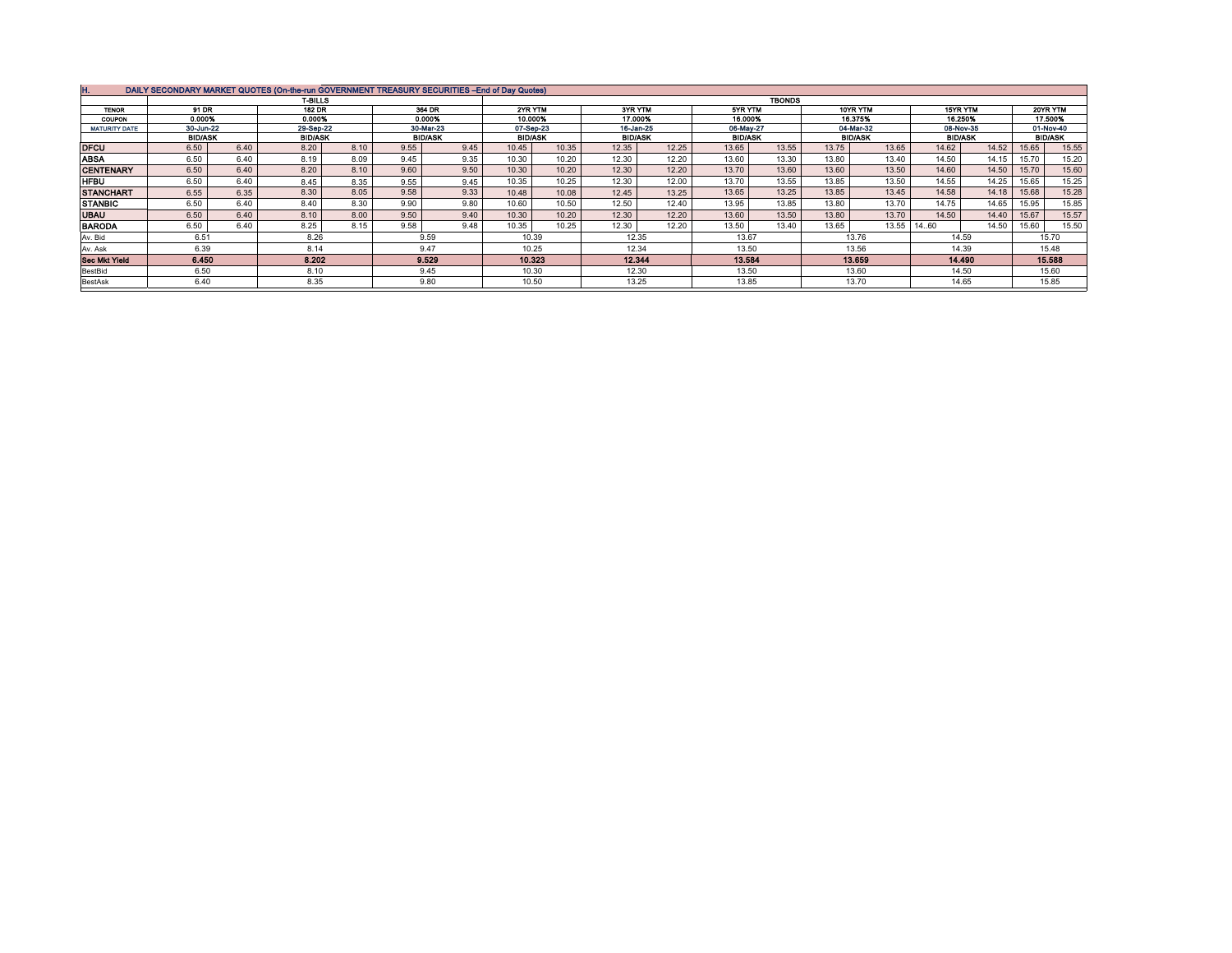| H. | DAILY SECONDARY MARKET QUOTES (On-the-run GOVERNMENT TREASURY SECURITIES –End of Day Quotes) | | | | | | | | | | | | | | | | | |
|---|---|---|---|---|---|---|---|---|---|---|---|---|---|---|---|---|---|---|
| | T-BILLS | | | | | | TBONDS | | | | | | | | | | | |
| TENOR | 91 DR | | 182 DR | | 364 DR | | 2YR YTM | | 3YR YTM | | 5YR YTM | | 10YR YTM | | 15YR YTM | | 20YR YTM | |
| COUPON | 0.000% | | 0.000% | | 0.000% | | 10.000% | | 17.000% | | 16.000% | | 16.375% | | 16.250% | | 17.500% | |
| MATURITY DATE | 30-Jun-22 | | 29-Sep-22 | | 30-Mar-23 | | 07-Sep-23 | | 16-Jan-25 | | 06-May-27 | | 04-Mar-32 | | 08-Nov-35 | | 01-Nov-40 | |
| | BID/ASK | | BID/ASK | | BID/ASK | | BID/ASK | | BID/ASK | | BID/ASK | | BID/ASK | | BID/ASK | | BID/ASK | |
| DFCU | 6.50 | 6.40 | 8.20 | 8.10 | 9.55 | 9.45 | 10.45 | 10.35 | 12.35 | 12.25 | 13.65 | 13.55 | 13.75 | 13.65 | 14.62 | 14.52 | 15.65 | 15.55 |
| ABSA | 6.50 | 6.40 | 8.19 | 8.09 | 9.45 | 9.35 | 10.30 | 10.20 | 12.30 | 12.20 | 13.60 | 13.30 | 13.80 | 13.40 | 14.50 | 14.15 | 15.70 | 15.20 |
| CENTENARY | 6.50 | 6.40 | 8.20 | 8.10 | 9.60 | 9.50 | 10.30 | 10.20 | 12.30 | 12.20 | 13.70 | 13.60 | 13.60 | 13.50 | 14.60 | 14.50 | 15.70 | 15.60 |
| HFBU | 6.50 | 6.40 | 8.45 | 8.35 | 9.55 | 9.45 | 10.35 | 10.25 | 12.30 | 12.00 | 13.70 | 13.55 | 13.85 | 13.50 | 14.55 | 14.25 | 15.65 | 15.25 |
| STANCHART | 6.55 | 6.35 | 8.30 | 8.05 | 9.58 | 9.33 | 10.48 | 10.08 | 12.45 | 13.25 | 13.65 | 13.25 | 13.85 | 13.45 | 14.58 | 14.18 | 15.68 | 15.28 |
| STANBIC | 6.50 | 6.40 | 8.40 | 8.30 | 9.90 | 9.80 | 10.60 | 10.50 | 12.50 | 12.40 | 13.95 | 13.85 | 13.80 | 13.70 | 14.75 | 14.65 | 15.95 | 15.85 |
| UBAU | 6.50 | 6.40 | 8.10 | 8.00 | 9.50 | 9.40 | 10.30 | 10.20 | 12.30 | 12.20 | 13.60 | 13.50 | 13.80 | 13.70 | 14.50 | 14.40 | 15.67 | 15.57 |
| BARODA | 6.50 | 6.40 | 8.25 | 8.15 | 9.58 | 9.48 | 10.35 | 10.25 | 12.30 | 12.20 | 13.50 | 13.40 | 13.65 | 13.55 | 14..60 | 14.50 | 15.60 | 15.50 |
| Av. Bid | 6.51 | | 8.26 | | 9.59 | | 10.39 | | 12.35 | | 13.67 | | 13.76 | | 14.59 | | 15.70 | |
| Av. Ask | 6.39 | | 8.14 | | 9.47 | | 10.25 | | 12.34 | | 13.50 | | 13.56 | | 14.39 | | 15.48 | |
| Sec Mkt Yield | 6.450 | | 8.202 | | 9.529 | | 10.323 | | 12.344 | | 13.584 | | 13.659 | | 14.490 | | 15.588 | |
| BestBid | 6.50 | | 8.10 | | 9.45 | | 10.30 | | 12.30 | | 13.50 | | 13.60 | | 14.50 | | 15.60 | |
| BestAsk | 6.40 | | 8.35 | | 9.80 | | 10.50 | | 13.25 | | 13.85 | | 13.70 | | 14.65 | | 15.85 | |